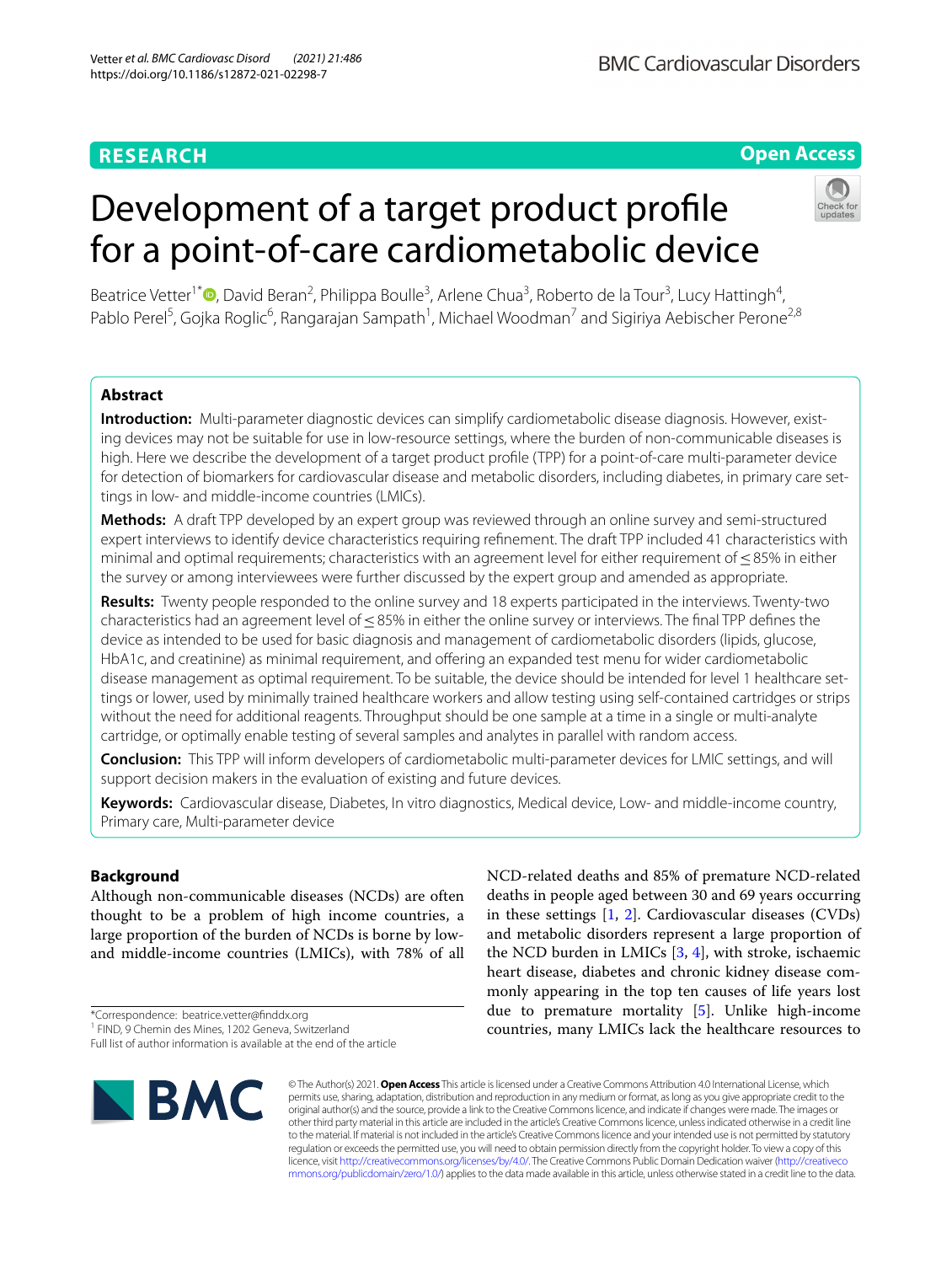RESEARCH

Open Access

# Development of a target product profile for a point-of-care cardiometabolic device

Beatrice Vetter[1*], David Beran[2], Philippa Boulle[3], Arlene Chua[3], Roberto de la Tour[3], Lucy Hattingh[4], Pablo Perel[5], Gojka Roglic[6], Rangarajan Sampath[1], Michael Woodman[7] and Sigiriya Aebischer Perone[2,8]

## Abstract

**Introduction:** Multi-parameter diagnostic devices can simplify cardiometabolic disease diagnosis. However, existing devices may not be suitable for use in low-resource settings, where the burden of non-communicable diseases is high. Here we describe the development of a target product profile (TPP) for a point-of-care multi-parameter device for detection of biomarkers for cardiovascular disease and metabolic disorders, including diabetes, in primary care settings in low- and middle-income countries (LMICs).

**Methods:** A draft TPP developed by an expert group was reviewed through an online survey and semi-structured expert interviews to identify device characteristics requiring refinement. The draft TPP included 41 characteristics with minimal and optimal requirements; characteristics with an agreement level for either requirement of ≤ 85% in either the survey or among interviewees were further discussed by the expert group and amended as appropriate.

**Results:** Twenty people responded to the online survey and 18 experts participated in the interviews. Twenty-two characteristics had an agreement level of ≤ 85% in either the online survey or interviews. The final TPP defines the device as intended to be used for basic diagnosis and management of cardiometabolic disorders (lipids, glucose, HbA1c, and creatinine) as minimal requirement, and offering an expanded test menu for wider cardiometabolic disease management as optimal requirement. To be suitable, the device should be intended for level 1 healthcare settings or lower, used by minimally trained healthcare workers and allow testing using self-contained cartridges or strips without the need for additional reagents. Throughput should be one sample at a time in a single or multi-analyte cartridge, or optimally enable testing of several samples and analytes in parallel with random access.

**Conclusion:** This TPP will inform developers of cardiometabolic multi-parameter devices for LMIC settings, and will support decision makers in the evaluation of existing and future devices.

**Keywords:** Cardiovascular disease, Diabetes, In vitro diagnostics, Medical device, Low- and middle-income country, Primary care, Multi-parameter device

## Background

Although non-communicable diseases (NCDs) are often thought to be a problem of high income countries, a large proportion of the burden of NCDs is borne by low- and middle-income countries (LMICs), with 78% of all NCD-related deaths and 85% of premature NCD-related deaths in people aged between 30 and 69 years occurring in these settings [1, 2]. Cardiovascular diseases (CVDs) and metabolic disorders represent a large proportion of the NCD burden in LMICs [3, 4], with stroke, ischaemic heart disease, diabetes and chronic kidney disease commonly appearing in the top ten causes of life years lost due to premature mortality [5]. Unlike high-income countries, many LMICs lack the healthcare resources to

*Correspondence: beatrice.vetter@finddx.org
[1] FIND, 9 Chemin des Mines, 1202 Geneva, Switzerland
Full list of author information is available at the end of the article

© The Author(s) 2021. **Open Access** This article is licensed under a Creative Commons Attribution 4.0 International License, which permits use, sharing, adaptation, distribution and reproduction in any medium or format, as long as you give appropriate credit to the original author(s) and the source, provide a link to the Creative Commons licence, and indicate if changes were made. The images or other third party material in this article are included in the article's Creative Commons licence, unless indicated otherwise in a credit line to the material. If material is not included in the article's Creative Commons licence and your intended use is not permitted by statutory regulation or exceeds the permitted use, you will need to obtain permission directly from the copyright holder. To view a copy of this licence, visit http://creativecommons.org/licenses/by/4.0/. The Creative Commons Public Domain Dedication waiver (http://creativecommons.org/publicdomain/zero/1.0/) applies to the data made available in this article, unless otherwise stated in a credit line to the data.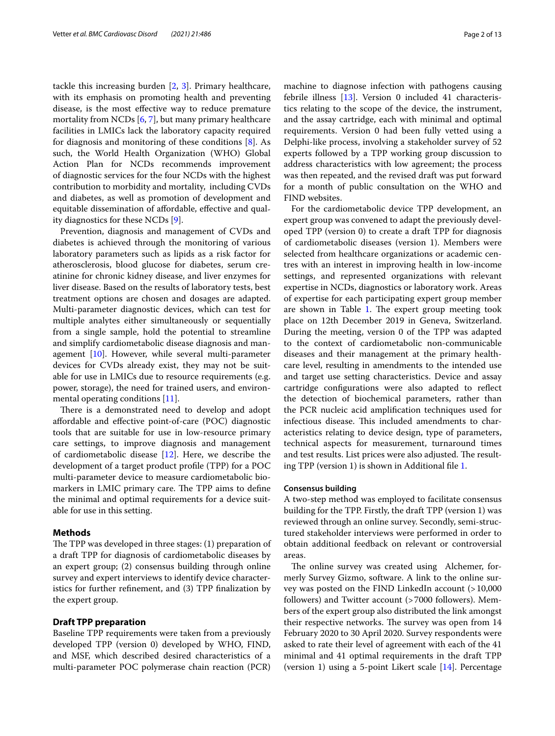tackle this increasing burden [2, 3]. Primary healthcare, with its emphasis on promoting health and preventing disease, is the most effective way to reduce premature mortality from NCDs [6, 7], but many primary healthcare facilities in LMICs lack the laboratory capacity required for diagnosis and monitoring of these conditions [8]. As such, the World Health Organization (WHO) Global Action Plan for NCDs recommends improvement of diagnostic services for the four NCDs with the highest contribution to morbidity and mortality, including CVDs and diabetes, as well as promotion of development and equitable dissemination of affordable, effective and quality diagnostics for these NCDs [9].

Prevention, diagnosis and management of CVDs and diabetes is achieved through the monitoring of various laboratory parameters such as lipids as a risk factor for atherosclerosis, blood glucose for diabetes, serum creatinine for chronic kidney disease, and liver enzymes for liver disease. Based on the results of laboratory tests, best treatment options are chosen and dosages are adapted. Multi-parameter diagnostic devices, which can test for multiple analytes either simultaneously or sequentially from a single sample, hold the potential to streamline and simplify cardiometabolic disease diagnosis and management [10]. However, while several multi-parameter devices for CVDs already exist, they may not be suitable for use in LMICs due to resource requirements (e.g. power, storage), the need for trained users, and environmental operating conditions [11].

There is a demonstrated need to develop and adopt affordable and effective point-of-care (POC) diagnostic tools that are suitable for use in low-resource primary care settings, to improve diagnosis and management of cardiometabolic disease [12]. Here, we describe the development of a target product profile (TPP) for a POC multi-parameter device to measure cardiometabolic biomarkers in LMIC primary care. The TPP aims to define the minimal and optimal requirements for a device suitable for use in this setting.

## Methods

The TPP was developed in three stages: (1) preparation of a draft TPP for diagnosis of cardiometabolic diseases by an expert group; (2) consensus building through online survey and expert interviews to identify device characteristics for further refinement, and (3) TPP finalization by the expert group.

### Draft TPP preparation

Baseline TPP requirements were taken from a previously developed TPP (version 0) developed by WHO, FIND, and MSF, which described desired characteristics of a multi-parameter POC polymerase chain reaction (PCR) machine to diagnose infection with pathogens causing febrile illness [13]. Version 0 included 41 characteristics relating to the scope of the device, the instrument, and the assay cartridge, each with minimal and optimal requirements. Version 0 had been fully vetted using a Delphi-like process, involving a stakeholder survey of 52 experts followed by a TPP working group discussion to address characteristics with low agreement; the process was then repeated, and the revised draft was put forward for a month of public consultation on the WHO and FIND websites.

For the cardiometabolic device TPP development, an expert group was convened to adapt the previously developed TPP (version 0) to create a draft TPP for diagnosis of cardiometabolic diseases (version 1). Members were selected from healthcare organizations or academic centres with an interest in improving health in low-income settings, and represented organizations with relevant expertise in NCDs, diagnostics or laboratory work. Areas of expertise for each participating expert group member are shown in Table 1. The expert group meeting took place on 12th December 2019 in Geneva, Switzerland. During the meeting, version 0 of the TPP was adapted to the context of cardiometabolic non-communicable diseases and their management at the primary healthcare level, resulting in amendments to the intended use and target use setting characteristics. Device and assay cartridge configurations were also adapted to reflect the detection of biochemical parameters, rather than the PCR nucleic acid amplification techniques used for infectious disease. This included amendments to characteristics relating to device design, type of parameters, technical aspects for measurement, turnaround times and test results. List prices were also adjusted. The resulting TPP (version 1) is shown in Additional file 1.

### Consensus building

A two-step method was employed to facilitate consensus building for the TPP. Firstly, the draft TPP (version 1) was reviewed through an online survey. Secondly, semi-structured stakeholder interviews were performed in order to obtain additional feedback on relevant or controversial areas.

The online survey was created using Alchemer, formerly Survey Gizmo, software. A link to the online survey was posted on the FIND LinkedIn account (>10,000 followers) and Twitter account (>7000 followers). Members of the expert group also distributed the link amongst their respective networks. The survey was open from 14 February 2020 to 30 April 2020. Survey respondents were asked to rate their level of agreement with each of the 41 minimal and 41 optimal requirements in the draft TPP (version 1) using a 5-point Likert scale [14]. Percentage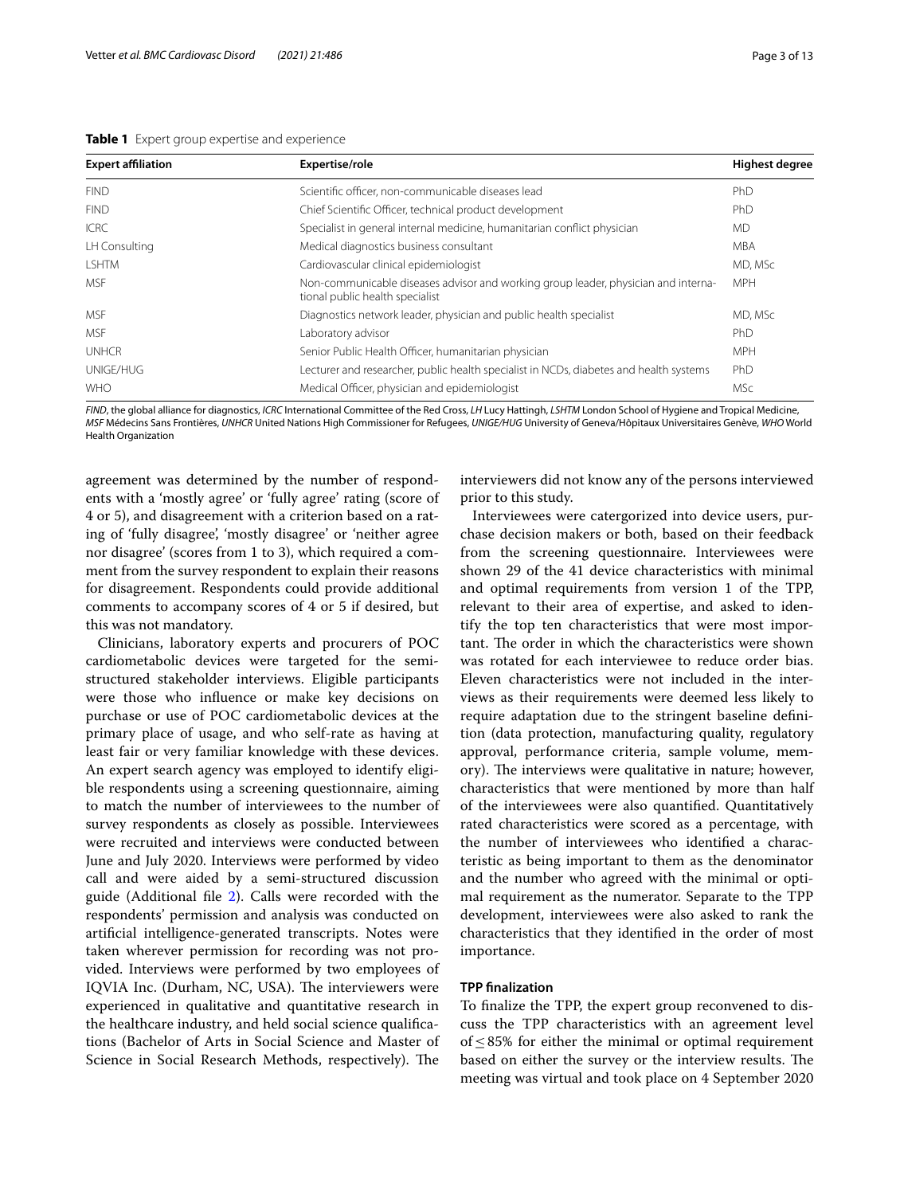**Table 1** Expert group expertise and experience

| Expert affiliation | Expertise/role | Highest degree |
|---|---|---|
| FIND | Scientific officer, non-communicable diseases lead | PhD |
| FIND | Chief Scientific Officer, technical product development | PhD |
| ICRC | Specialist in general internal medicine, humanitarian conflict physician | MD |
| LH Consulting | Medical diagnostics business consultant | MBA |
| LSHTM | Cardiovascular clinical epidemiologist | MD, MSc |
| MSF | Non-communicable diseases advisor and working group leader, physician and international public health specialist | MPH |
| MSF | Diagnostics network leader, physician and public health specialist | MD, MSc |
| MSF | Laboratory advisor | PhD |
| UNHCR | Senior Public Health Officer, humanitarian physician | MPH |
| UNIGE/HUG | Lecturer and researcher, public health specialist in NCDs, diabetes and health systems | PhD |
| WHO | Medical Officer, physician and epidemiologist | MSc |

*FIND*, the global alliance for diagnostics, *ICRC* International Committee of the Red Cross, *LH* Lucy Hattingh, *LSHTM* London School of Hygiene and Tropical Medicine, *MSF* Médecins Sans Frontières, *UNHCR* United Nations High Commissioner for Refugees, *UNIGE/HUG* University of Geneva/Hôpitaux Universitaires Genève, *WHO* World Health Organization

agreement was determined by the number of respondents with a 'mostly agree' or 'fully agree' rating (score of 4 or 5), and disagreement with a criterion based on a rating of 'fully disagree', 'mostly disagree' or 'neither agree nor disagree' (scores from 1 to 3), which required a comment from the survey respondent to explain their reasons for disagreement. Respondents could provide additional comments to accompany scores of 4 or 5 if desired, but this was not mandatory.

Clinicians, laboratory experts and procurers of POC cardiometabolic devices were targeted for the semi-structured stakeholder interviews. Eligible participants were those who influence or make key decisions on purchase or use of POC cardiometabolic devices at the primary place of usage, and who self-rate as having at least fair or very familiar knowledge with these devices. An expert search agency was employed to identify eligible respondents using a screening questionnaire, aiming to match the number of interviewees to the number of survey respondents as closely as possible. Interviewees were recruited and interviews were conducted between June and July 2020. Interviews were performed by video call and were aided by a semi-structured discussion guide (Additional file 2). Calls were recorded with the respondents' permission and analysis was conducted on artificial intelligence-generated transcripts. Notes were taken wherever permission for recording was not provided. Interviews were performed by two employees of IQVIA Inc. (Durham, NC, USA). The interviewers were experienced in qualitative and quantitative research in the healthcare industry, and held social science qualifications (Bachelor of Arts in Social Science and Master of Science in Social Research Methods, respectively). The interviewers did not know any of the persons interviewed prior to this study.

Interviewees were catergorized into device users, purchase decision makers or both, based on their feedback from the screening questionnaire. Interviewees were shown 29 of the 41 device characteristics with minimal and optimal requirements from version 1 of the TPP, relevant to their area of expertise, and asked to identify the top ten characteristics that were most important. The order in which the characteristics were shown was rotated for each interviewee to reduce order bias. Eleven characteristics were not included in the interviews as their requirements were deemed less likely to require adaptation due to the stringent baseline definition (data protection, manufacturing quality, regulatory approval, performance criteria, sample volume, memory). The interviews were qualitative in nature; however, characteristics that were mentioned by more than half of the interviewees were also quantified. Quantitatively rated characteristics were scored as a percentage, with the number of interviewees who identified a characteristic as being important to them as the denominator and the number who agreed with the minimal or optimal requirement as the numerator. Separate to the TPP development, interviewees were also asked to rank the characteristics that they identified in the order of most importance.

### TPP finalization

To finalize the TPP, the expert group reconvened to discuss the TPP characteristics with an agreement level of ≤ 85% for either the minimal or optimal requirement based on either the survey or the interview results. The meeting was virtual and took place on 4 September 2020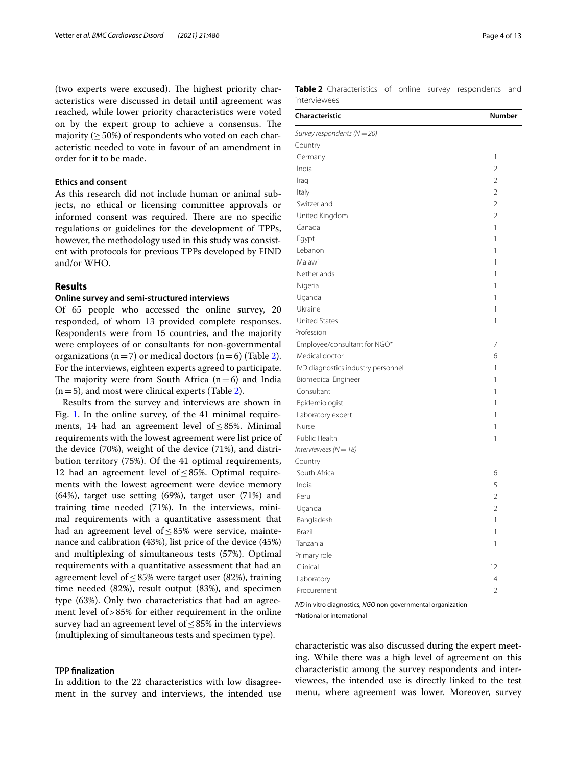(two experts were excused). The highest priority characteristics were discussed in detail until agreement was reached, while lower priority characteristics were voted on by the expert group to achieve a consensus. The majority (≥ 50%) of respondents who voted on each characteristic needed to vote in favour of an amendment in order for it to be made.

### Ethics and consent

As this research did not include human or animal subjects, no ethical or licensing committee approvals or informed consent was required. There are no specific regulations or guidelines for the development of TPPs, however, the methodology used in this study was consistent with protocols for previous TPPs developed by FIND and/or WHO.

## Results

### Online survey and semi-structured interviews

Of 65 people who accessed the online survey, 20 responded, of whom 13 provided complete responses. Respondents were from 15 countries, and the majority were employees of or consultants for non-governmental organizations (n = 7) or medical doctors (n = 6) (Table 2). For the interviews, eighteen experts agreed to participate. The majority were from South Africa (n = 6) and India (n = 5), and most were clinical experts (Table 2).

Results from the survey and interviews are shown in Fig. 1. In the online survey, of the 41 minimal requirements, 14 had an agreement level of ≤ 85%. Minimal requirements with the lowest agreement were list price of the device (70%), weight of the device (71%), and distribution territory (75%). Of the 41 optimal requirements, 12 had an agreement level of ≤ 85%. Optimal requirements with the lowest agreement were device memory (64%), target use setting (69%), target user (71%) and training time needed (71%). In the interviews, minimal requirements with a quantitative assessment that had an agreement level of ≤ 85% were service, maintenance and calibration (43%), list price of the device (45%) and multiplexing of simultaneous tests (57%). Optimal requirements with a quantitative assessment that had an agreement level of ≤ 85% were target user (82%), training time needed (82%), result output (83%), and specimen type (63%). Only two characteristics that had an agreement level of > 85% for either requirement in the online survey had an agreement level of ≤ 85% in the interviews (multiplexing of simultaneous tests and specimen type).

### TPP finalization

In addition to the 22 characteristics with low disagreement in the survey and interviews, the intended use characteristic was also discussed during the expert meeting. While there was a high level of agreement on this characteristic among the survey respondents and interviewees, the intended use is directly linked to the test menu, where agreement was lower. Moreover, survey

**Table 2** Characteristics of online survey respondents and interviewees

| Characteristic | Number |
|---|---|
| *Survey respondents (N = 20)* | |
| Country | |
| Germany | 1 |
| India | 2 |
| Iraq | 2 |
| Italy | 2 |
| Switzerland | 2 |
| United Kingdom | 2 |
| Canada | 1 |
| Egypt | 1 |
| Lebanon | 1 |
| Malawi | 1 |
| Netherlands | 1 |
| Nigeria | 1 |
| Uganda | 1 |
| Ukraine | 1 |
| United States | 1 |
| Profession | |
| Employee/consultant for NGO* | 7 |
| Medical doctor | 6 |
| IVD diagnostics industry personnel | 1 |
| Biomedical Engineer | 1 |
| Consultant | 1 |
| Epidemiologist | 1 |
| Laboratory expert | 1 |
| Nurse | 1 |
| Public Health | 1 |
| *Interviewees (N = 18)* | |
| Country | |
| South Africa | 6 |
| India | 5 |
| Peru | 2 |
| Uganda | 2 |
| Bangladesh | 1 |
| Brazil | 1 |
| Tanzania | 1 |
| Primary role | |
| Clinical | 12 |
| Laboratory | 4 |
| Procurement | 2 |

*IVD* in vitro diagnostics, *NGO* non-governmental organization

*National or international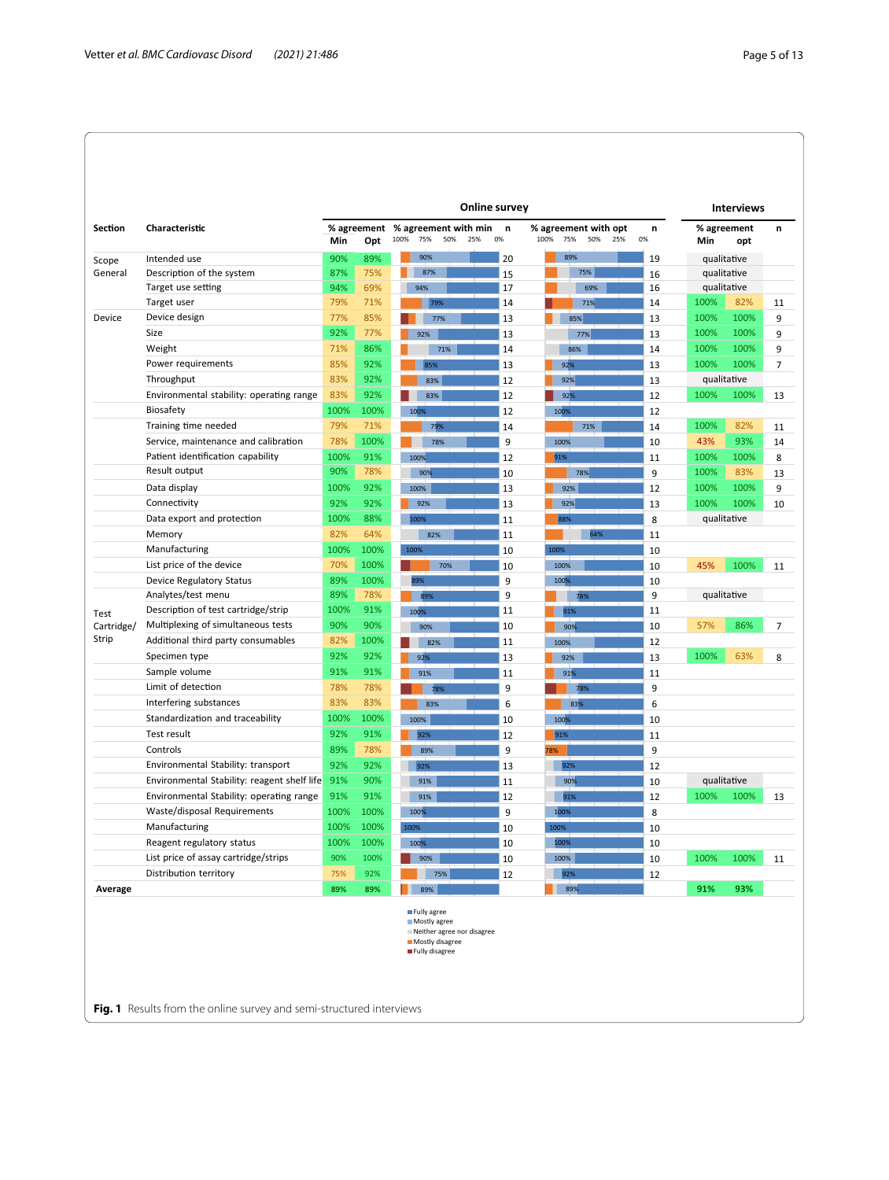| Section | Characteristic | Online survey % agreement Min | Online survey % agreement Opt | % agreement with min | n | % agreement with opt | n | Interviews % agreement Min | Interviews % agreement opt | n |
|---|---|---|---|---|---|---|---|---|---|---|
| Scope General | Intended use | 90% | 89% | 90% | 20 | 89% | 19 | qualitative | | |
| | Description of the system | 87% | 75% | 87% | 15 | 75% | 16 | qualitative | | |
| | Target use setting | 94% | 69% | 94% | 17 | 69% | 16 | qualitative | | |
| | Target user | 79% | 71% | 79% | 14 | 71% | 14 | 100% | 82% | 11 |
| Device | Device design | 77% | 85% | 77% | 13 | 85% | 13 | 100% | 100% | 9 |
| | Size | 92% | 77% | 92% | 13 | 77% | 13 | 100% | 100% | 9 |
| | Weight | 71% | 86% | 71% | 14 | 86% | 14 | 100% | 100% | 9 |
| | Power requirements | 85% | 92% | 85% | 13 | 92% | 13 | 100% | 100% | 7 |
| | Throughput | 83% | 92% | 83% | 12 | 92% | 13 | qualitative | | |
| | Environmental stability: operating range | 83% | 92% | 83% | 12 | 92% | 12 | 100% | 100% | 13 |
| | Biosafety | 100% | 100% | 100% | 12 | 100% | 12 | | | |
| | Training time needed | 79% | 71% | 79% | 14 | 71% | 14 | 100% | 82% | 11 |
| | Service, maintenance and calibration | 78% | 100% | 78% | 9 | 100% | 10 | 43% | 93% | 14 |
| | Patient identification capability | 100% | 91% | 100% | 12 | 91% | 11 | 100% | 100% | 8 |
| | Result output | 90% | 78% | 90% | 10 | 78% | 9 | 100% | 83% | 13 |
| | Data display | 100% | 92% | 100% | 13 | 92% | 12 | 100% | 100% | 9 |
| | Connectivity | 92% | 92% | 92% | 13 | 92% | 13 | 100% | 100% | 10 |
| | Data export and protection | 100% | 88% | 100% | 11 | 88% | 8 | qualitative | | |
| | Memory | 82% | 64% | 82% | 11 | 64% | 11 | | | |
| | Manufacturing | 100% | 100% | 100% | 10 | 100% | 10 | | | |
| | List price of the device | 70% | 100% | 70% | 10 | 100% | 10 | 45% | 100% | 11 |
| | Device Regulatory Status | 89% | 100% | 89% | 9 | 100% | 10 | | | |
| Test Cartridge/Strip | Analytes/test menu | 89% | 78% | 89% | 9 | 78% | 9 | qualitative | | |
| | Description of test cartridge/strip | 100% | 91% | 100% | 11 | 91% | 11 | | | |
| | Multiplexing of simultaneous tests | 90% | 90% | 90% | 10 | 90% | 10 | 57% | 86% | 7 |
| | Additional third party consumables | 82% | 100% | 82% | 11 | 100% | 12 | | | |
| | Specimen type | 92% | 92% | 92% | 13 | 92% | 13 | 100% | 63% | 8 |
| | Sample volume | 91% | 91% | 91% | 11 | 91% | 11 | | | |
| | Limit of detection | 78% | 78% | 78% | 9 | 78% | 9 | | | |
| | Interfering substances | 83% | 83% | 83% | 6 | 83% | 6 | | | |
| | Standardization and traceability | 100% | 100% | 100% | 10 | 100% | 10 | | | |
| | Test result | 92% | 91% | 92% | 12 | 91% | 11 | | | |
| | Controls | 89% | 78% | 89% | 9 | 78% | 9 | | | |
| | Environmental Stability: transport | 92% | 92% | 92% | 13 | 92% | 12 | | | |
| | Environmental Stability: reagent shelf life | 91% | 90% | 91% | 11 | 90% | 10 | qualitative | | |
| | Environmental Stability: operating range | 91% | 91% | 91% | 12 | 91% | 12 | 100% | 100% | 13 |
| | Waste/disposal Requirements | 100% | 100% | 100% | 9 | 100% | 8 | | | |
| | Manufacturing | 100% | 100% | 100% | 10 | 100% | 10 | | | |
| | Reagent regulatory status | 100% | 100% | 100% | 10 | 100% | 10 | | | |
| | List price of assay cartridge/strips | 90% | 100% | 90% | 10 | 100% | 10 | 100% | 100% | 11 |
| | Distribution territory | 75% | 92% | 75% | 12 | 92% | 12 | | | |
| **Average** | | **89%** | **89%** | 89% | | 89% | | **91%** | **93%** | |

Legend: Fully agree; Mostly agree; Neither agree nor disagree; Mostly disagree; Fully disagree

**Fig. 1** Results from the online survey and semi-structured interviews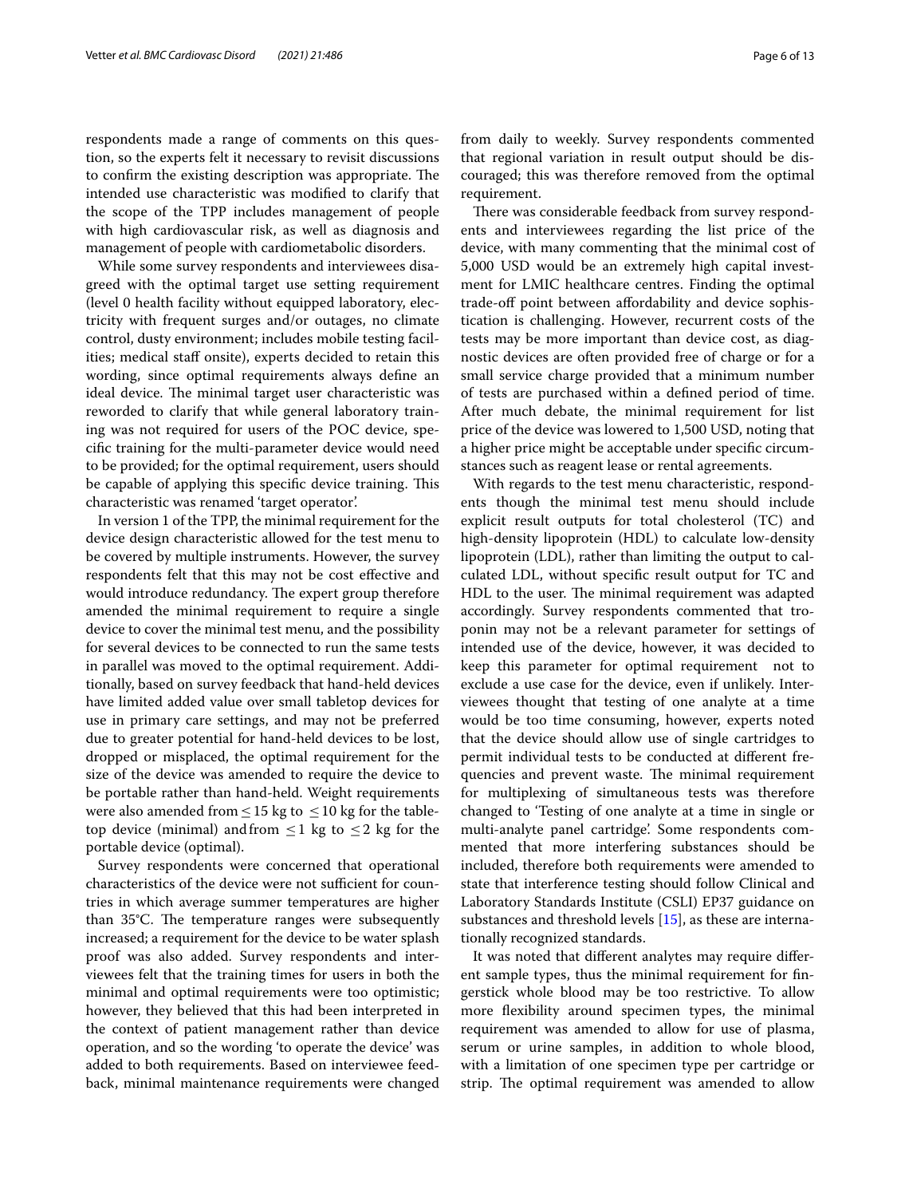respondents made a range of comments on this question, so the experts felt it necessary to revisit discussions to confirm the existing description was appropriate. The intended use characteristic was modified to clarify that the scope of the TPP includes management of people with high cardiovascular risk, as well as diagnosis and management of people with cardiometabolic disorders.

While some survey respondents and interviewees disagreed with the optimal target use setting requirement (level 0 health facility without equipped laboratory, electricity with frequent surges and/or outages, no climate control, dusty environment; includes mobile testing facilities; medical staff onsite), experts decided to retain this wording, since optimal requirements always define an ideal device. The minimal target user characteristic was reworded to clarify that while general laboratory training was not required for users of the POC device, specific training for the multi-parameter device would need to be provided; for the optimal requirement, users should be capable of applying this specific device training. This characteristic was renamed 'target operator'.

In version 1 of the TPP, the minimal requirement for the device design characteristic allowed for the test menu to be covered by multiple instruments. However, the survey respondents felt that this may not be cost effective and would introduce redundancy. The expert group therefore amended the minimal requirement to require a single device to cover the minimal test menu, and the possibility for several devices to be connected to run the same tests in parallel was moved to the optimal requirement. Additionally, based on survey feedback that hand-held devices have limited added value over small tabletop devices for use in primary care settings, and may not be preferred due to greater potential for hand-held devices to be lost, dropped or misplaced, the optimal requirement for the size of the device was amended to require the device to be portable rather than hand-held. Weight requirements were also amended from $\leq 15$ kg to $\leq 10$ kg for the tabletop device (minimal) and from $\leq 1$ kg to $\leq 2$ kg for the portable device (optimal).

Survey respondents were concerned that operational characteristics of the device were not sufficient for countries in which average summer temperatures are higher than 35°C. The temperature ranges were subsequently increased; a requirement for the device to be water splash proof was also added. Survey respondents and interviewees felt that the training times for users in both the minimal and optimal requirements were too optimistic; however, they believed that this had been interpreted in the context of patient management rather than device operation, and so the wording 'to operate the device' was added to both requirements. Based on interviewee feedback, minimal maintenance requirements were changed from daily to weekly. Survey respondents commented that regional variation in result output should be discouraged; this was therefore removed from the optimal requirement.

There was considerable feedback from survey respondents and interviewees regarding the list price of the device, with many commenting that the minimal cost of 5,000 USD would be an extremely high capital investment for LMIC healthcare centres. Finding the optimal trade-off point between affordability and device sophistication is challenging. However, recurrent costs of the tests may be more important than device cost, as diagnostic devices are often provided free of charge or for a small service charge provided that a minimum number of tests are purchased within a defined period of time. After much debate, the minimal requirement for list price of the device was lowered to 1,500 USD, noting that a higher price might be acceptable under specific circumstances such as reagent lease or rental agreements.

With regards to the test menu characteristic, respondents though the minimal test menu should include explicit result outputs for total cholesterol (TC) and high-density lipoprotein (HDL) to calculate low-density lipoprotein (LDL), rather than limiting the output to calculated LDL, without specific result output for TC and HDL to the user. The minimal requirement was adapted accordingly. Survey respondents commented that troponin may not be a relevant parameter for settings of intended use of the device, however, it was decided to keep this parameter for optimal requirement not to exclude a use case for the device, even if unlikely. Interviewees thought that testing of one analyte at a time would be too time consuming, however, experts noted that the device should allow use of single cartridges to permit individual tests to be conducted at different frequencies and prevent waste. The minimal requirement for multiplexing of simultaneous tests was therefore changed to 'Testing of one analyte at a time in single or multi-analyte panel cartridge'. Some respondents commented that more interfering substances should be included, therefore both requirements were amended to state that interference testing should follow Clinical and Laboratory Standards Institute (CSLI) EP37 guidance on substances and threshold levels [15], as these are internationally recognized standards.

It was noted that different analytes may require different sample types, thus the minimal requirement for fingerstick whole blood may be too restrictive. To allow more flexibility around specimen types, the minimal requirement was amended to allow for use of plasma, serum or urine samples, in addition to whole blood, with a limitation of one specimen type per cartridge or strip. The optimal requirement was amended to allow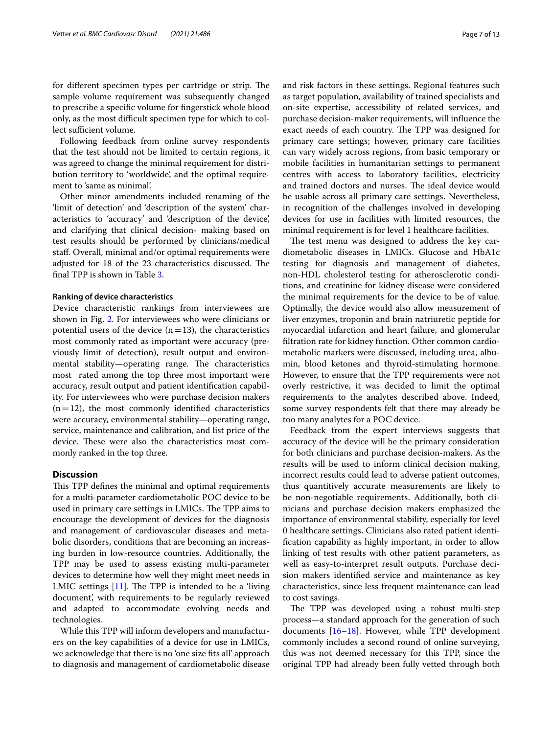for different specimen types per cartridge or strip. The sample volume requirement was subsequently changed to prescribe a specific volume for fingerstick whole blood only, as the most difficult specimen type for which to collect sufficient volume.

Following feedback from online survey respondents that the test should not be limited to certain regions, it was agreed to change the minimal requirement for distribution territory to 'worldwide', and the optimal requirement to 'same as minimal'.

Other minor amendments included renaming of the 'limit of detection' and 'description of the system' characteristics to 'accuracy' and 'description of the device', and clarifying that clinical decision- making based on test results should be performed by clinicians/medical staff. Overall, minimal and/or optimal requirements were adjusted for 18 of the 23 characteristics discussed. The final TPP is shown in Table 3.

#### Ranking of device characteristics

Device characteristic rankings from interviewees are shown in Fig. 2. For interviewees who were clinicians or potential users of the device ($n=13$), the characteristics most commonly rated as important were accuracy (previously limit of detection), result output and environmental stability—operating range. The characteristics most rated among the top three most important were accuracy, result output and patient identification capability. For interviewees who were purchase decision makers ($n=12$), the most commonly identified characteristics were accuracy, environmental stability—operating range, service, maintenance and calibration, and list price of the device. These were also the characteristics most commonly ranked in the top three.

## Discussion

This TPP defines the minimal and optimal requirements for a multi-parameter cardiometabolic POC device to be used in primary care settings in LMICs. The TPP aims to encourage the development of devices for the diagnosis and management of cardiovascular diseases and metabolic disorders, conditions that are becoming an increasing burden in low-resource countries. Additionally, the TPP may be used to assess existing multi-parameter devices to determine how well they might meet needs in LMIC settings [11]. The TPP is intended to be a 'living document', with requirements to be regularly reviewed and adapted to accommodate evolving needs and technologies.

While this TPP will inform developers and manufacturers on the key capabilities of a device for use in LMICs, we acknowledge that there is no 'one size fits all' approach to diagnosis and management of cardiometabolic disease and risk factors in these settings. Regional features such as target population, availability of trained specialists and on-site expertise, accessibility of related services, and purchase decision-maker requirements, will influence the exact needs of each country. The TPP was designed for primary care settings; however, primary care facilities can vary widely across regions, from basic temporary or mobile facilities in humanitarian settings to permanent centres with access to laboratory facilities, electricity and trained doctors and nurses. The ideal device would be usable across all primary care settings. Nevertheless, in recognition of the challenges involved in developing devices for use in facilities with limited resources, the minimal requirement is for level 1 healthcare facilities.

The test menu was designed to address the key cardiometabolic diseases in LMICs. Glucose and HbA1c testing for diagnosis and management of diabetes, non-HDL cholesterol testing for atherosclerotic conditions, and creatinine for kidney disease were considered the minimal requirements for the device to be of value. Optimally, the device would also allow measurement of liver enzymes, troponin and brain natriuretic peptide for myocardial infarction and heart failure, and glomerular filtration rate for kidney function. Other common cardiometabolic markers were discussed, including urea, albumin, blood ketones and thyroid-stimulating hormone. However, to ensure that the TPP requirements were not overly restrictive, it was decided to limit the optimal requirements to the analytes described above. Indeed, some survey respondents felt that there may already be too many analytes for a POC device.

Feedback from the expert interviews suggests that accuracy of the device will be the primary consideration for both clinicians and purchase decision-makers. As the results will be used to inform clinical decision making, incorrect results could lead to adverse patient outcomes, thus quantitively accurate measurements are likely to be non-negotiable requirements. Additionally, both clinicians and purchase decision makers emphasized the importance of environmental stability, especially for level 0 healthcare settings. Clinicians also rated patient identification capability as highly important, in order to allow linking of test results with other patient parameters, as well as easy-to-interpret result outputs. Purchase decision makers identified service and maintenance as key characteristics, since less frequent maintenance can lead to cost savings.

The TPP was developed using a robust multi-step process—a standard approach for the generation of such documents [16–18]. However, while TPP development commonly includes a second round of online surveying, this was not deemed necessary for this TPP, since the original TPP had already been fully vetted through both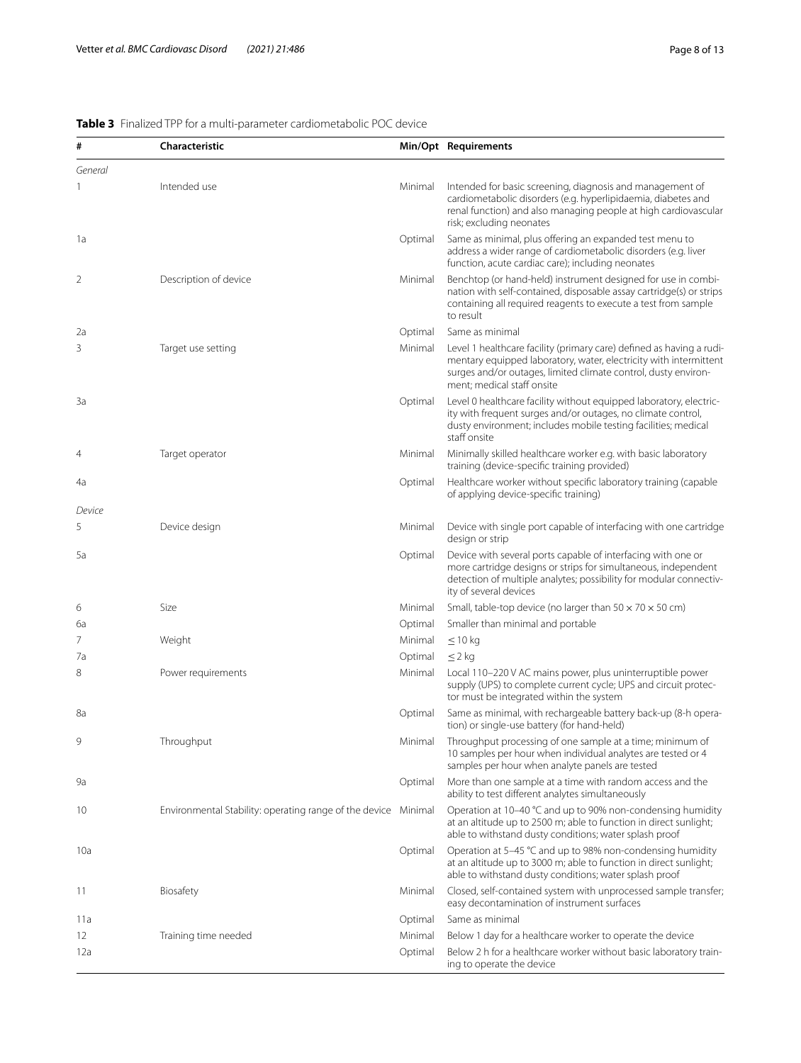**Table 3** Finalized TPP for a multi-parameter cardiometabolic POC device

| # | Characteristic | Min/Opt | Requirements |
|---|---|---|---|
| *General* | | | |
| 1 | Intended use | Minimal | Intended for basic screening, diagnosis and management of cardiometabolic disorders (e.g. hyperlipidaemia, diabetes and renal function) and also managing people at high cardiovascular risk; excluding neonates |
| 1a | | Optimal | Same as minimal, plus offering an expanded test menu to address a wider range of cardiometabolic disorders (e.g. liver function, acute cardiac care); including neonates |
| 2 | Description of device | Minimal | Benchtop (or hand-held) instrument designed for use in combination with self-contained, disposable assay cartridge(s) or strips containing all required reagents to execute a test from sample to result |
| 2a | | Optimal | Same as minimal |
| 3 | Target use setting | Minimal | Level 1 healthcare facility (primary care) defined as having a rudimentary equipped laboratory, water, electricity with intermittent surges and/or outages, limited climate control, dusty environment; medical staff onsite |
| 3a | | Optimal | Level 0 healthcare facility without equipped laboratory, electricity with frequent surges and/or outages, no climate control, dusty environment; includes mobile testing facilities; medical staff onsite |
| 4 | Target operator | Minimal | Minimally skilled healthcare worker e.g. with basic laboratory training (device-specific training provided) |
| 4a | | Optimal | Healthcare worker without specific laboratory training (capable of applying device-specific training) |
| *Device* | | | |
| 5 | Device design | Minimal | Device with single port capable of interfacing with one cartridge design or strip |
| 5a | | Optimal | Device with several ports capable of interfacing with one or more cartridge designs or strips for simultaneous, independent detection of multiple analytes; possibility for modular connectivity of several devices |
| 6 | Size | Minimal | Small, table-top device (no larger than $50 \times 70 \times 50$ cm) |
| 6a | | Optimal | Smaller than minimal and portable |
| 7 | Weight | Minimal | $\leq 10$ kg |
| 7a | | Optimal | $\leq 2$ kg |
| 8 | Power requirements | Minimal | Local 110–220 V AC mains power, plus uninterruptible power supply (UPS) to complete current cycle; UPS and circuit protector must be integrated within the system |
| 8a | | Optimal | Same as minimal, with rechargeable battery back-up (8-h operation) or single-use battery (for hand-held) |
| 9 | Throughput | Minimal | Throughput processing of one sample at a time; minimum of 10 samples per hour when individual analytes are tested or 4 samples per hour when analyte panels are tested |
| 9a | | Optimal | More than one sample at a time with random access and the ability to test different analytes simultaneously |
| 10 | Environmental Stability: operating range of the device | Minimal | Operation at 10–40 °C and up to 90% non-condensing humidity at an altitude up to 2500 m; able to function in direct sunlight; able to withstand dusty conditions; water splash proof |
| 10a | | Optimal | Operation at 5–45 °C and up to 98% non-condensing humidity at an altitude up to 3000 m; able to function in direct sunlight; able to withstand dusty conditions; water splash proof |
| 11 | Biosafety | Minimal | Closed, self-contained system with unprocessed sample transfer; easy decontamination of instrument surfaces |
| 11a | | Optimal | Same as minimal |
| 12 | Training time needed | Minimal | Below 1 day for a healthcare worker to operate the device |
| 12a | | Optimal | Below 2 h for a healthcare worker without basic laboratory training to operate the device |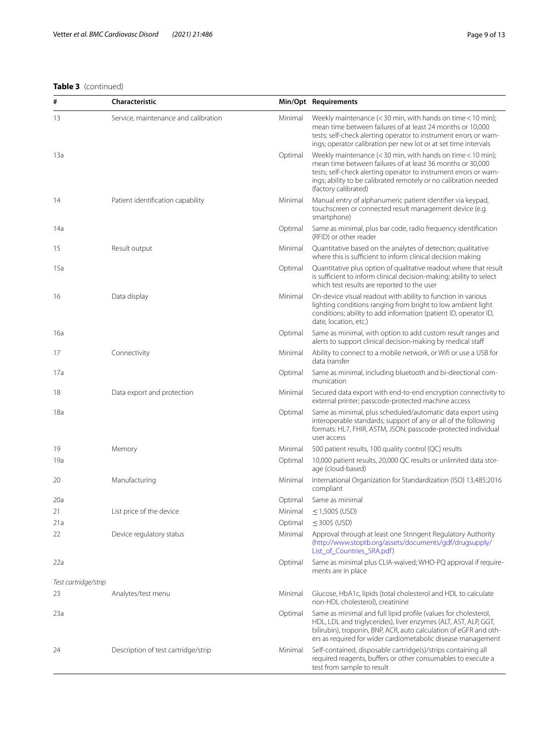**Table 3** (continued)

| # | Characteristic | Min/Opt | Requirements |
|---|---|---|---|
| 13 | Service, maintenance and calibration | Minimal | Weekly maintenance (< 30 min, with hands on time < 10 min); mean time between failures of at least 24 months or 10,000 tests; self-check alerting operator to instrument errors or warnings; operator calibration per new lot or at set time intervals |
| 13a | | Optimal | Weekly maintenance (< 30 min, with hands on time < 10 min); mean time between failures of at least 36 months or 30,000 tests; self-check alerting operator to instrument errors or warnings; ability to be calibrated remotely or no calibration needed (factory calibrated) |
| 14 | Patient identification capability | Minimal | Manual entry of alphanumeric patient identifier via keypad, touchscreen or connected result management device (e.g. smartphone) |
| 14a | | Optimal | Same as minimal, plus bar code, radio frequency identification (RFID) or other reader |
| 15 | Result output | Minimal | Quantitative based on the analytes of detection; qualitative where this is sufficient to inform clinical decision making |
| 15a | | Optimal | Quantitative plus option of qualitative readout where that result is sufficient to inform clinical decision-making; ability to select which test results are reported to the user |
| 16 | Data display | Minimal | On-device visual readout with ability to function in various lighting conditions ranging from bright to low ambient light conditions; ability to add information (patient ID, operator ID, date, location, etc.) |
| 16a | | Optimal | Same as minimal, with option to add custom result ranges and alerts to support clinical decision-making by medical staff |
| 17 | Connectivity | Minimal | Ability to connect to a mobile network, or Wifi or use a USB for data transfer |
| 17a | | Optimal | Same as minimal, including bluetooth and bi-directional communication |
| 18 | Data export and protection | Minimal | Secured data export with end-to-end encryption connectivity to external printer; passcode-protected machine access |
| 18a | | Optimal | Same as minimal, plus scheduled/automatic data export using interoperable standards; support of any or all of the following formats: HL7, FHIR, ASTM, JSON; passcode-protected individual user access |
| 19 | Memory | Minimal | 500 patient results, 100 quality control (QC) results |
| 19a | | Optimal | 10,000 patient results, 20,000 QC results or unlimited data storage (cloud-based) |
| 20 | Manufacturing | Minimal | International Organization for Standardization (ISO) 13,485:2016 compliant |
| 20a | | Optimal | Same as minimal |
| 21 | List price of the device | Minimal | ≤ 1,500$ (USD) |
| 21a | | Optimal | ≤ 300$ (USD) |
| 22 | Device regulatory status | Minimal | Approval through at least one Stringent Regulatory Authority (http://www.stoptb.org/assets/documents/gdf/drugsupply/List_of_Countries_SRA.pdf) |
| 22a | | Optimal | Same as minimal plus CLIA-waived; WHO-PQ approval if requirements are in place |
| *Test cartridge/strip* | | | |
| 23 | Analytes/test menu | Minimal | Glucose, HbA1c, lipids (total cholesterol and HDL to calculate non-HDL cholesterol), creatinine |
| 23a | | Optimal | Same as minimal and full lipid profile (values for cholesterol, HDL, LDL and triglycerides), liver enzymes (ALT, AST, ALP, GGT, bilirubin), troponin, BNP, ACR, auto calculation of eGFR and others as required for wider cardiometabolic disease management |
| 24 | Description of test cartridge/strip | Minimal | Self-contained, disposable cartridge(s)/strips containing all required reagents, buffers or other consumables to execute a test from sample to result |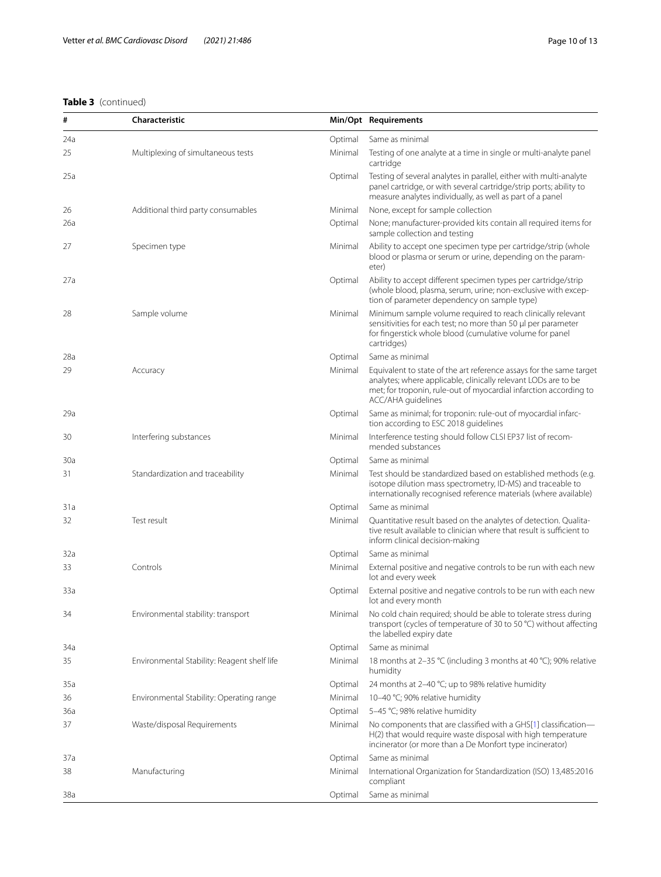**Table 3** (continued)

| # | Characteristic | Min/Opt | Requirements |
|---|---|---|---|
| 24a | | Optimal | Same as minimal |
| 25 | Multiplexing of simultaneous tests | Minimal | Testing of one analyte at a time in single or multi-analyte panel cartridge |
| 25a | | Optimal | Testing of several analytes in parallel, either with multi-analyte panel cartridge, or with several cartridge/strip ports; ability to measure analytes individually, as well as part of a panel |
| 26 | Additional third party consumables | Minimal | None, except for sample collection |
| 26a | | Optimal | None; manufacturer-provided kits contain all required items for sample collection and testing |
| 27 | Specimen type | Minimal | Ability to accept one specimen type per cartridge/strip (whole blood or plasma or serum or urine, depending on the parameter) |
| 27a | | Optimal | Ability to accept different specimen types per cartridge/strip (whole blood, plasma, serum, urine; non-exclusive with exception of parameter dependency on sample type) |
| 28 | Sample volume | Minimal | Minimum sample volume required to reach clinically relevant sensitivities for each test; no more than 50 μl per parameter for fingerstick whole blood (cumulative volume for panel cartridges) |
| 28a | | Optimal | Same as minimal |
| 29 | Accuracy | Minimal | Equivalent to state of the art reference assays for the same target analytes; where applicable, clinically relevant LODs are to be met; for troponin, rule-out of myocardial infarction according to ACC/AHA guidelines |
| 29a | | Optimal | Same as minimal; for troponin: rule-out of myocardial infarction according to ESC 2018 guidelines |
| 30 | Interfering substances | Minimal | Interference testing should follow CLSI EP37 list of recommended substances |
| 30a | | Optimal | Same as minimal |
| 31 | Standardization and traceability | Minimal | Test should be standardized based on established methods (e.g. isotope dilution mass spectrometry, ID-MS) and traceable to internationally recognised reference materials (where available) |
| 31a | | Optimal | Same as minimal |
| 32 | Test result | Minimal | Quantitative result based on the analytes of detection. Qualitative result available to clinician where that result is sufficient to inform clinical decision-making |
| 32a | | Optimal | Same as minimal |
| 33 | Controls | Minimal | External positive and negative controls to be run with each new lot and every week |
| 33a | | Optimal | External positive and negative controls to be run with each new lot and every month |
| 34 | Environmental stability: transport | Minimal | No cold chain required; should be able to tolerate stress during transport (cycles of temperature of 30 to 50 °C) without affecting the labelled expiry date |
| 34a | | Optimal | Same as minimal |
| 35 | Environmental Stability: Reagent shelf life | Minimal | 18 months at 2–35 °C (including 3 months at 40 °C); 90% relative humidity |
| 35a | | Optimal | 24 months at 2–40 °C; up to 98% relative humidity |
| 36 | Environmental Stability: Operating range | Minimal | 10–40 °C; 90% relative humidity |
| 36a | | Optimal | 5–45 °C; 98% relative humidity |
| 37 | Waste/disposal Requirements | Minimal | No components that are classified with a GHS[1] classification—H(2) that would require waste disposal with high temperature incinerator (or more than a De Monfort type incinerator) |
| 37a | | Optimal | Same as minimal |
| 38 | Manufacturing | Minimal | International Organization for Standardization (ISO) 13,485:2016 compliant |
| 38a | | Optimal | Same as minimal |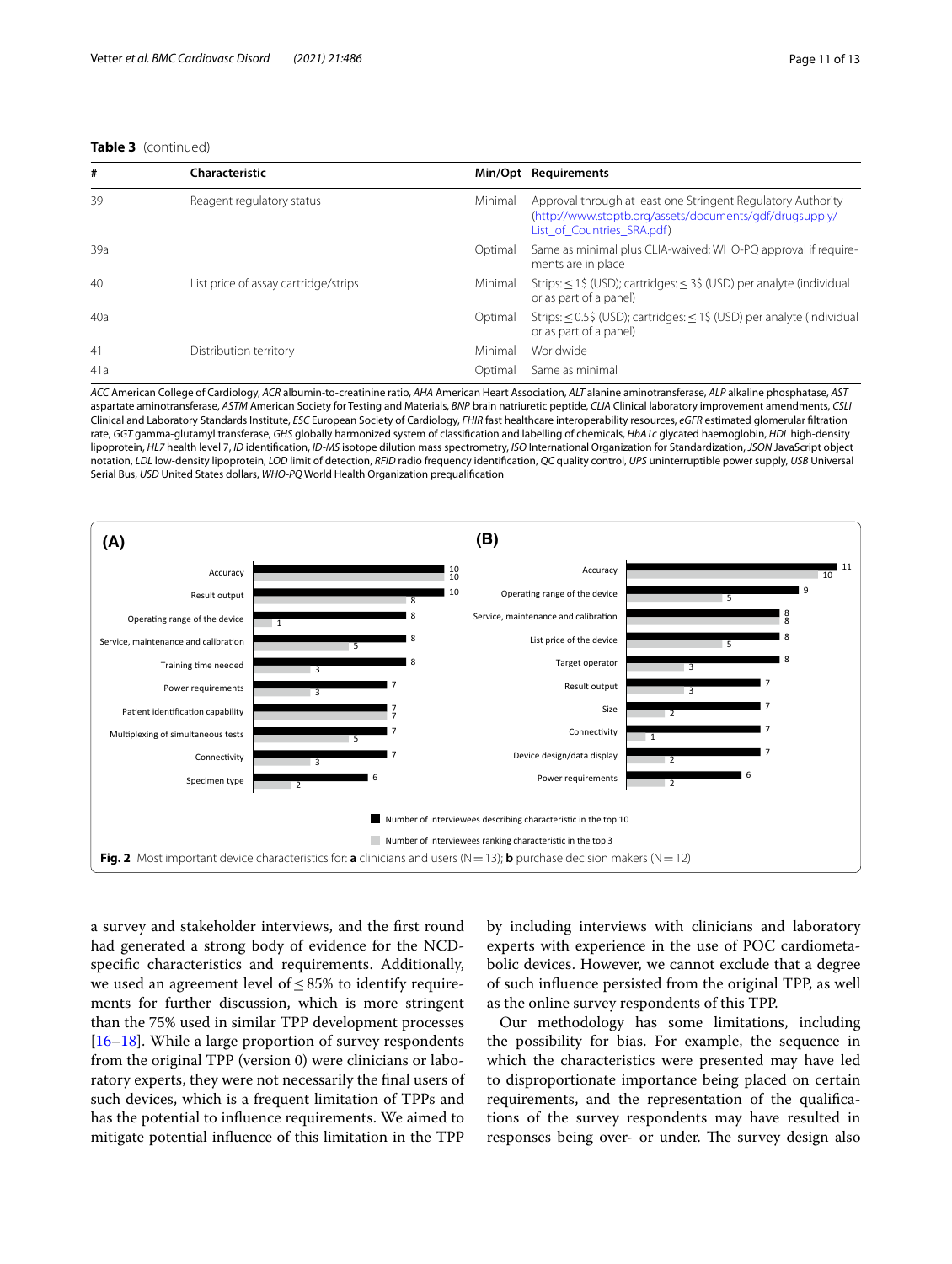**Table 3** (continued)

| # | Characteristic | Min/Opt | Requirements |
|---|---|---|---|
| 39 | Reagent regulatory status | Minimal | Approval through at least one Stringent Regulatory Authority (http://www.stoptb.org/assets/documents/gdf/drugsupply/List_of_Countries_SRA.pdf) |
| 39a | | Optimal | Same as minimal plus CLIA-waived; WHO-PQ approval if requirements are in place |
| 40 | List price of assay cartridge/strips | Minimal | Strips: ≤ 1$ (USD); cartridges: ≤ 3$ (USD) per analyte (individual or as part of a panel) |
| 40a | | Optimal | Strips: ≤ 0.5$ (USD); cartridges: ≤ 1$ (USD) per analyte (individual or as part of a panel) |
| 41 | Distribution territory | Minimal | Worldwide |
| 41a | | Optimal | Same as minimal |

*ACC* American College of Cardiology, *ACR* albumin-to-creatinine ratio, *AHA* American Heart Association, *ALT* alanine aminotransferase, *ALP* alkaline phosphatase, *AST* aspartate aminotransferase, *ASTM* American Society for Testing and Materials, *BNP* brain natriuretic peptide, *CLIA* Clinical laboratory improvement amendments, *CSLI* Clinical and Laboratory Standards Institute, *ESC* European Society of Cardiology, *FHIR* fast healthcare interoperability resources, *eGFR* estimated glomerular filtration rate, *GGT* gamma-glutamyl transferase, *GHS* globally harmonized system of classification and labelling of chemicals, *HbA1c* glycated haemoglobin, *HDL* high-density lipoprotein, *HL7* health level 7, *ID* identification, *ID-MS* isotope dilution mass spectrometry, *ISO* International Organization for Standardization, *JSON* JavaScript object notation, *LDL* low-density lipoprotein, *LOD* limit of detection, *RFID* radio frequency identification, *QC* quality control, *UPS* uninterruptible power supply, *USB* Universal Serial Bus, *USD* United States dollars, *WHO-PQ* World Health Organization prequalification

**Fig. 2** Most important device characteristics for: **a** clinicians and users (N = 13); **b** purchase decision makers (N = 12)

a survey and stakeholder interviews, and the first round had generated a strong body of evidence for the NCD-specific characteristics and requirements. Additionally, we used an agreement level of ≤ 85% to identify requirements for further discussion, which is more stringent than the 75% used in similar TPP development processes [16–18]. While a large proportion of survey respondents from the original TPP (version 0) were clinicians or laboratory experts, they were not necessarily the final users of such devices, which is a frequent limitation of TPPs and has the potential to influence requirements. We aimed to mitigate potential influence of this limitation in the TPP by including interviews with clinicians and laboratory experts with experience in the use of POC cardiometabolic devices. However, we cannot exclude that a degree of such influence persisted from the original TPP, as well as the online survey respondents of this TPP.

Our methodology has some limitations, including the possibility for bias. For example, the sequence in which the characteristics were presented may have led to disproportionate importance being placed on certain requirements, and the representation of the qualifications of the survey respondents may have resulted in responses being over- or under. The survey design also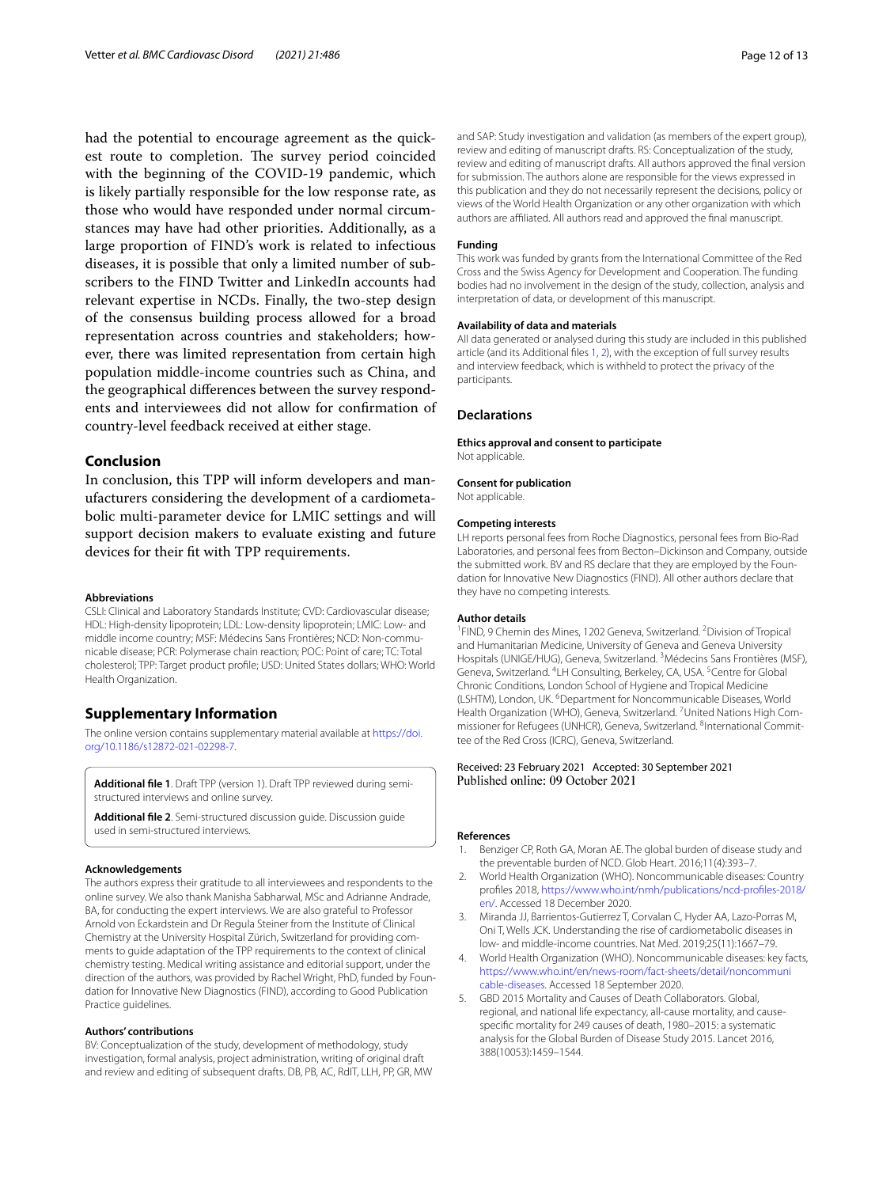had the potential to encourage agreement as the quickest route to completion. The survey period coincided with the beginning of the COVID-19 pandemic, which is likely partially responsible for the low response rate, as those who would have responded under normal circumstances may have had other priorities. Additionally, as a large proportion of FIND's work is related to infectious diseases, it is possible that only a limited number of subscribers to the FIND Twitter and LinkedIn accounts had relevant expertise in NCDs. Finally, the two-step design of the consensus building process allowed for a broad representation across countries and stakeholders; however, there was limited representation from certain high population middle-income countries such as China, and the geographical differences between the survey respondents and interviewees did not allow for confirmation of country-level feedback received at either stage.

## Conclusion

In conclusion, this TPP will inform developers and manufacturers considering the development of a cardiometabolic multi-parameter device for LMIC settings and will support decision makers to evaluate existing and future devices for their fit with TPP requirements.

#### Abbreviations

CSLI: Clinical and Laboratory Standards Institute; CVD: Cardiovascular disease; HDL: High-density lipoprotein; LDL: Low-density lipoprotein; LMIC: Low- and middle income country; MSF: Médecins Sans Frontières; NCD: Non-communicable disease; PCR: Polymerase chain reaction; POC: Point of care; TC: Total cholesterol; TPP: Target product profile; USD: United States dollars; WHO: World Health Organization.

## Supplementary Information

The online version contains supplementary material available at https://doi.org/10.1186/s12872-021-02298-7.

**Additional file 1**. Draft TPP (version 1). Draft TPP reviewed during semi-structured interviews and online survey.

**Additional file 2**. Semi-structured discussion guide. Discussion guide used in semi-structured interviews.

#### Acknowledgements

The authors express their gratitude to all interviewees and respondents to the online survey. We also thank Manisha Sabharwal, MSc and Adrianne Andrade, BA, for conducting the expert interviews. We are also grateful to Professor Arnold von Eckardstein and Dr Regula Steiner from the Institute of Clinical Chemistry at the University Hospital Zürich, Switzerland for providing comments to guide adaptation of the TPP requirements to the context of clinical chemistry testing. Medical writing assistance and editorial support, under the direction of the authors, was provided by Rachel Wright, PhD, funded by Foundation for Innovative New Diagnostics (FIND), according to Good Publication Practice guidelines.

#### Authors' contributions

BV: Conceptualization of the study, development of methodology, study investigation, formal analysis, project administration, writing of original draft and review and editing of subsequent drafts. DB, PB, AC, RdIT, LLH, PP, GR, MW and SAP: Study investigation and validation (as members of the expert group), review and editing of manuscript drafts. RS: Conceptualization of the study, review and editing of manuscript drafts. All authors approved the final version for submission. The authors alone are responsible for the views expressed in this publication and they do not necessarily represent the decisions, policy or views of the World Health Organization or any other organization with which authors are affiliated. All authors read and approved the final manuscript.

#### Funding

This work was funded by grants from the International Committee of the Red Cross and the Swiss Agency for Development and Cooperation. The funding bodies had no involvement in the design of the study, collection, analysis and interpretation of data, or development of this manuscript.

#### Availability of data and materials

All data generated or analysed during this study are included in this published article (and its Additional files 1, 2), with the exception of full survey results and interview feedback, which is withheld to protect the privacy of the participants.

## Declarations

#### Ethics approval and consent to participate

Not applicable.

#### Consent for publication

Not applicable.

#### Competing interests

LH reports personal fees from Roche Diagnostics, personal fees from Bio-Rad Laboratories, and personal fees from Becton–Dickinson and Company, outside the submitted work. BV and RS declare that they are employed by the Foundation for Innovative New Diagnostics (FIND). All other authors declare that they have no competing interests.

#### Author details

[1]FIND, 9 Chemin des Mines, 1202 Geneva, Switzerland. [2]Division of Tropical and Humanitarian Medicine, University of Geneva and Geneva University Hospitals (UNIGE/HUG), Geneva, Switzerland. [3]Médecins Sans Frontières (MSF), Geneva, Switzerland. [4]LH Consulting, Berkeley, CA, USA. [5]Centre for Global Chronic Conditions, London School of Hygiene and Tropical Medicine (LSHTM), London, UK. [6]Department for Noncommunicable Diseases, World Health Organization (WHO), Geneva, Switzerland. [7]United Nations High Commissioner for Refugees (UNHCR), Geneva, Switzerland. [8]International Committee of the Red Cross (ICRC), Geneva, Switzerland.

Received: 23 February 2021 Accepted: 30 September 2021
Published online: 09 October 2021

#### References

1. Benziger CP, Roth GA, Moran AE. The global burden of disease study and the preventable burden of NCD. Glob Heart. 2016;11(4):393–7.
2. World Health Organization (WHO). Noncommunicable diseases: Country profiles 2018, https://www.who.int/nmh/publications/ncd-profiles-2018/en/. Accessed 18 December 2020.
3. Miranda JJ, Barrientos-Gutierrez T, Corvalan C, Hyder AA, Lazo-Porras M, Oni T, Wells JCK. Understanding the rise of cardiometabolic diseases in low- and middle-income countries. Nat Med. 2019;25(11):1667–79.
4. World Health Organization (WHO). Noncommunicable diseases: key facts, https://www.who.int/en/news-room/fact-sheets/detail/noncommunicable-diseases. Accessed 18 September 2020.
5. GBD 2015 Mortality and Causes of Death Collaborators. Global, regional, and national life expectancy, all-cause mortality, and cause-specific mortality for 249 causes of death, 1980–2015: a systematic analysis for the Global Burden of Disease Study 2015. Lancet 2016, 388(10053):1459–1544.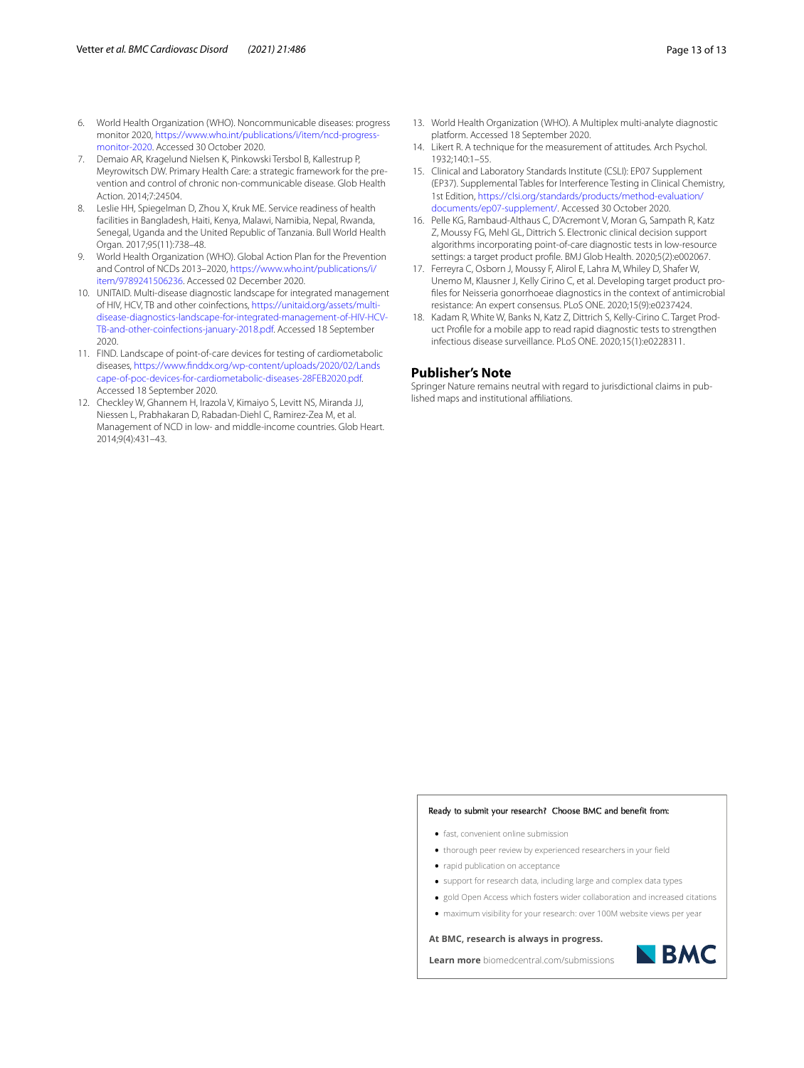6. World Health Organization (WHO). Noncommunicable diseases: progress monitor 2020, https://www.who.int/publications/i/item/ncd-progress-monitor-2020. Accessed 30 October 2020.
7. Demaio AR, Kragelund Nielsen K, Pinkowski Tersbol B, Kallestrup P, Meyrowitsch DW. Primary Health Care: a strategic framework for the prevention and control of chronic non-communicable disease. Glob Health Action. 2014;7:24504.
8. Leslie HH, Spiegelman D, Zhou X, Kruk ME. Service readiness of health facilities in Bangladesh, Haiti, Kenya, Malawi, Namibia, Nepal, Rwanda, Senegal, Uganda and the United Republic of Tanzania. Bull World Health Organ. 2017;95(11):738–48.
9. World Health Organization (WHO). Global Action Plan for the Prevention and Control of NCDs 2013–2020, https://www.who.int/publications/i/item/9789241506236. Accessed 02 December 2020.
10. UNITAID. Multi-disease diagnostic landscape for integrated management of HIV, HCV, TB and other coinfections, https://unitaid.org/assets/multi-disease-diagnostics-landscape-for-integrated-management-of-HIV-HCV-TB-and-other-coinfections-january-2018.pdf. Accessed 18 September 2020.
11. FIND. Landscape of point-of-care devices for testing of cardiometabolic diseases, https://www.finddx.org/wp-content/uploads/2020/02/Landscape-of-poc-devices-for-cardiometabolic-diseases-28FEB2020.pdf. Accessed 18 September 2020.
12. Checkley W, Ghannem H, Irazola V, Kimaiyo S, Levitt NS, Miranda JJ, Niessen L, Prabhakaran D, Rabadan-Diehl C, Ramirez-Zea M, et al. Management of NCD in low- and middle-income countries. Glob Heart. 2014;9(4):431–43.
13. World Health Organization (WHO). A Multiplex multi-analyte diagnostic platform. Accessed 18 September 2020.
14. Likert R. A technique for the measurement of attitudes. Arch Psychol. 1932;140:1–55.
15. Clinical and Laboratory Standards Institute (CSLI): EP07 Supplement (EP37). Supplemental Tables for Interference Testing in Clinical Chemistry, 1st Edition, https://clsi.org/standards/products/method-evaluation/documents/ep07-supplement/. Accessed 30 October 2020.
16. Pelle KG, Rambaud-Althaus C, D'Acremont V, Moran G, Sampath R, Katz Z, Moussy FG, Mehl GL, Dittrich S. Electronic clinical decision support algorithms incorporating point-of-care diagnostic tests in low-resource settings: a target product profile. BMJ Glob Health. 2020;5(2):e002067.
17. Ferreyra C, Osborn J, Moussy F, Alirol E, Lahra M, Whiley D, Shafer W, Unemo M, Klausner J, Kelly Cirino C, et al. Developing target product profiles for Neisseria gonorrhoeae diagnostics in the context of antimicrobial resistance: An expert consensus. PLoS ONE. 2020;15(9):e0237424.
18. Kadam R, White W, Banks N, Katz Z, Dittrich S, Kelly-Cirino C. Target Product Profile for a mobile app to read rapid diagnostic tests to strengthen infectious disease surveillance. PLoS ONE. 2020;15(1):e0228311.

## Publisher's Note

Springer Nature remains neutral with regard to jurisdictional claims in published maps and institutional affiliations.

Ready to submit your research? Choose BMC and benefit from:

- fast, convenient online submission
- thorough peer review by experienced researchers in your field
- rapid publication on acceptance
- support for research data, including large and complex data types
- gold Open Access which fosters wider collaboration and increased citations
- maximum visibility for your research: over 100M website views per year

**At BMC, research is always in progress.**

**Learn more** biomedcentral.com/submissions

BMC